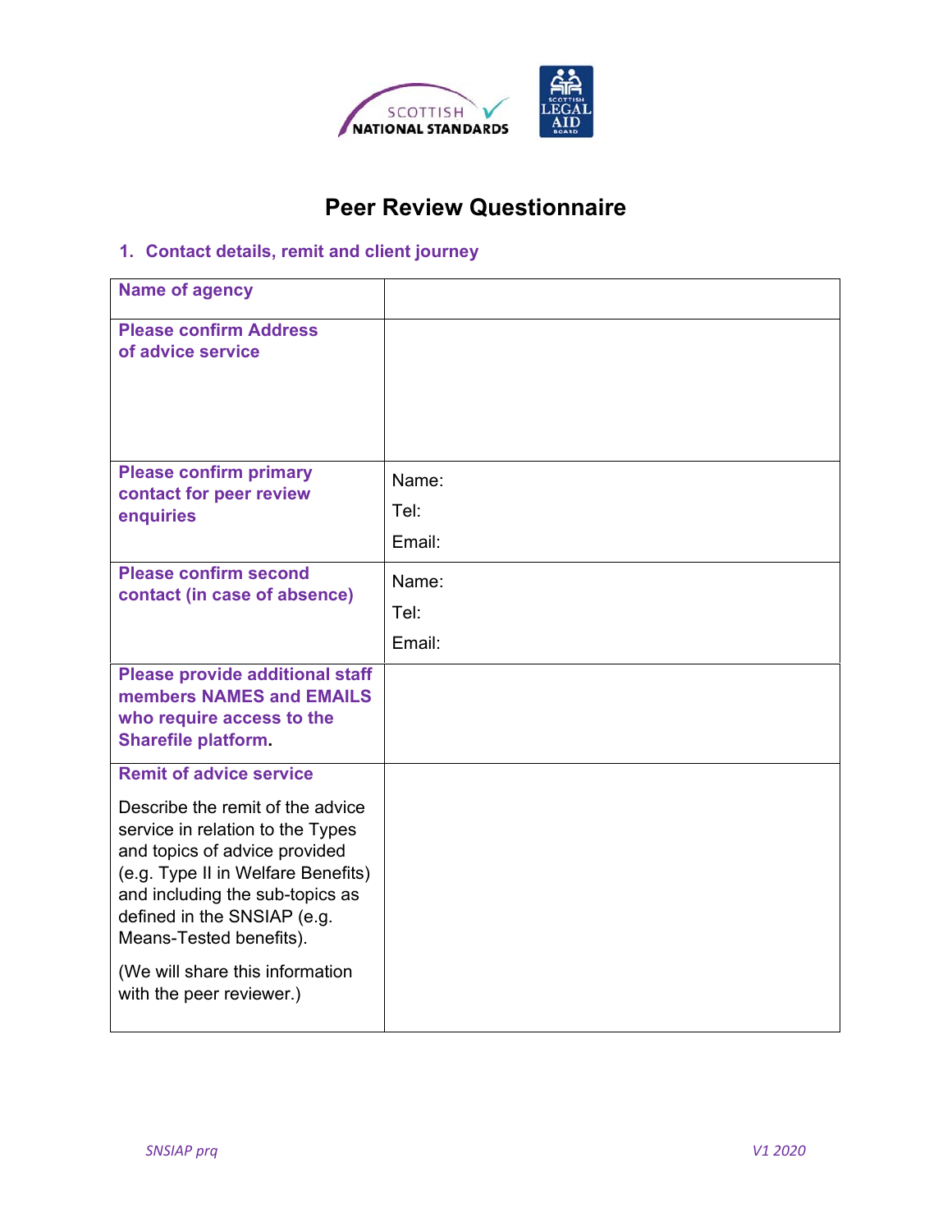# Peer Review Questionnaire

## 1. Contact details, remit and client journey

| | |
|---|---|
| **Name of agency** | |
| **Please confirm Address of advice service** | |
| **Please confirm primary contact for peer review enquiries** | Name:<br>Tel:<br>Email: |
| **Please confirm second contact (in case of absence)** | Name:<br>Tel:<br>Email: |
| **Please provide additional staff members NAMES and EMAILS who require access to the Sharefile platform.** | |
| **Remit of advice service**<br><br>Describe the remit of the advice service in relation to the Types and topics of advice provided (e.g. Type II in Welfare Benefits) and including the sub-topics as defined in the SNSIAP (e.g. Means-Tested benefits).<br><br>(We will share this information with the peer reviewer.) | |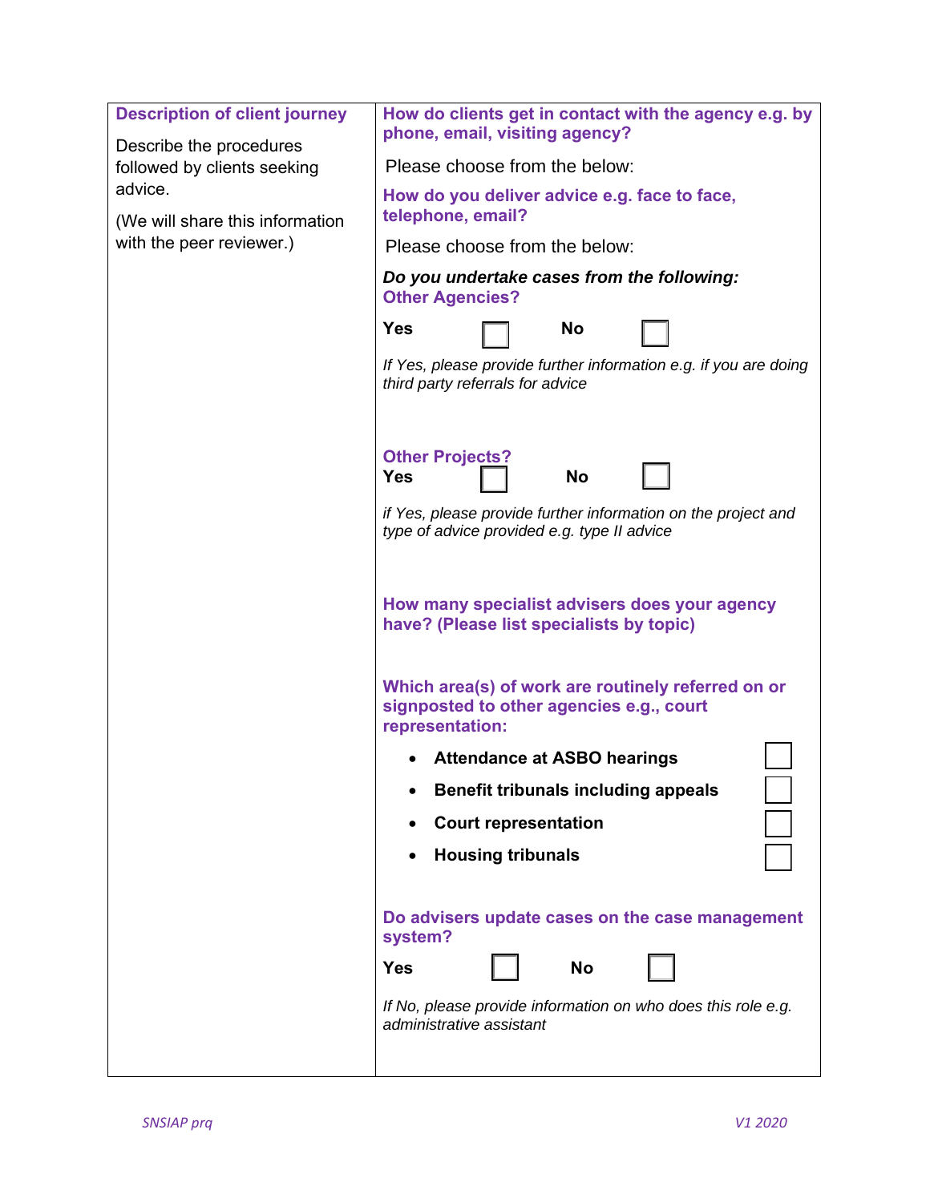| **Description of client journey**<br><br>Describe the procedures followed by clients seeking advice.<br><br>(We will share this information with the peer reviewer.) | **How do clients get in contact with the agency e.g. by phone, email, visiting agency?**<br><br>Please choose from the below:<br><br>**How do you deliver advice e.g. face to face, telephone, email?**<br><br>Please choose from the below:<br><br>***Do you undertake cases from the following:***<br>**Other Agencies?**<br><br>**Yes** ☐ **No** ☐<br><br>*If Yes, please provide further information e.g. if you are doing third party referrals for advice*<br><br>**Other Projects?**<br>**Yes** ☐ **No** ☐<br><br>*if Yes, please provide further information on the project and type of advice provided e.g. type II advice*<br><br>**How many specialist advisers does your agency have? (Please list specialists by topic)**<br><br>**Which area(s) of work are routinely referred on or signposted to other agencies e.g., court representation:**<br><br>• **Attendance at ASBO hearings** ☐<br>• **Benefit tribunals including appeals** ☐<br>• **Court representation** ☐<br>• **Housing tribunals** ☐<br><br>**Do advisers update cases on the case management system?**<br><br>**Yes** ☐ **No** ☐<br><br>*If No, please provide information on who does this role e.g. administrative assistant* |
|---|---|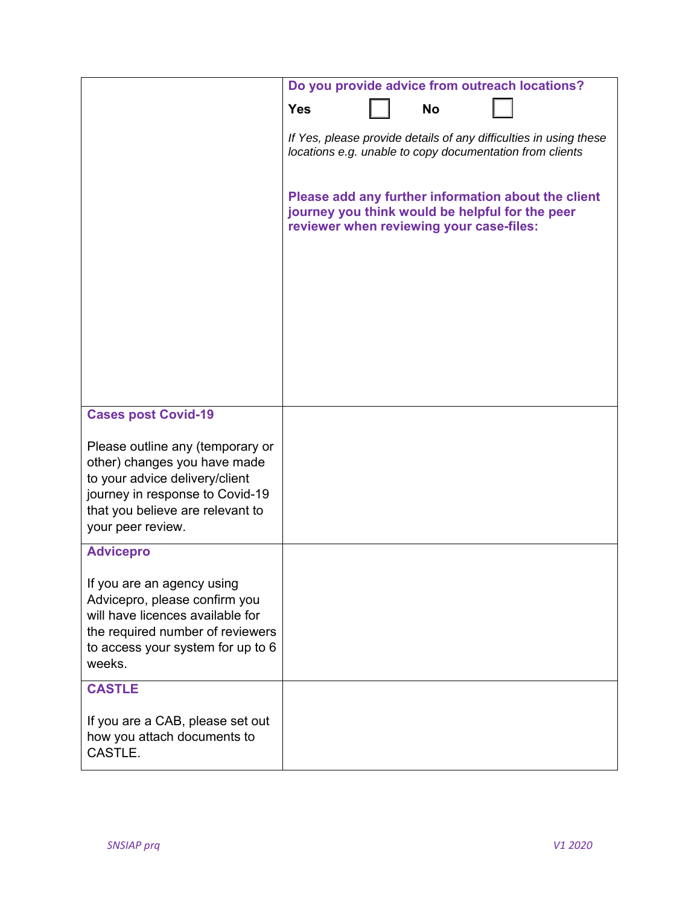| | |
|---|---|
| | **Do you provide advice from outreach locations?**<br><br>**Yes** ☐ **No** ☐<br><br>*If Yes, please provide details of any difficulties in using these locations e.g. unable to copy documentation from clients*<br><br>**Please add any further information about the client journey you think would be helpful for the peer reviewer when reviewing your case-files:** |
| **Cases post Covid-19**<br><br>Please outline any (temporary or other) changes you have made to your advice delivery/client journey in response to Covid-19 that you believe are relevant to your peer review. | |
| **Advicepro**<br><br>If you are an agency using Advicepro, please confirm you will have licences available for the required number of reviewers to access your system for up to 6 weeks. | |
| **CASTLE**<br><br>If you are a CAB, please set out how you attach documents to CASTLE. | |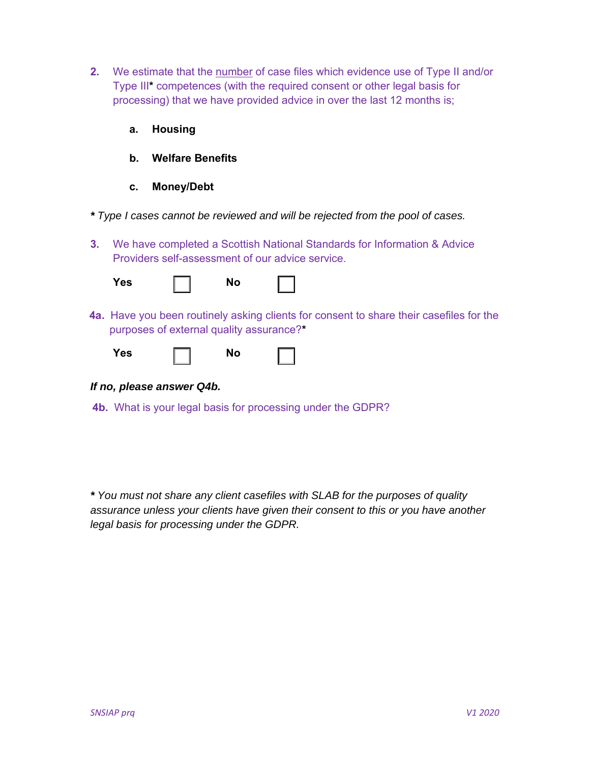2. We estimate that the <u>number</u> of case files which evidence use of Type II and/or Type III* competences (with the required consent or other legal basis for processing) that we have provided advice in over the last 12 months is;

   a. **Housing**

   b. **Welfare Benefits**

   c. **Money/Debt**

*** *Type I cases cannot be reviewed and will be rejected from the pool of cases.***

3. We have completed a Scottish National Standards for Information & Advice Providers self-assessment of our advice service.

**Yes** ☐ **No** ☐

**4a.** Have you been routinely asking clients for consent to share their casefiles for the purposes of external quality assurance?*

**Yes** ☐ **No** ☐

***If no, please answer Q4b.***

**4b.** What is your legal basis for processing under the GDPR?

*** *You must not share any client casefiles with SLAB for the purposes of quality assurance unless your clients have given their consent to this or you have another legal basis for processing under the GDPR.***